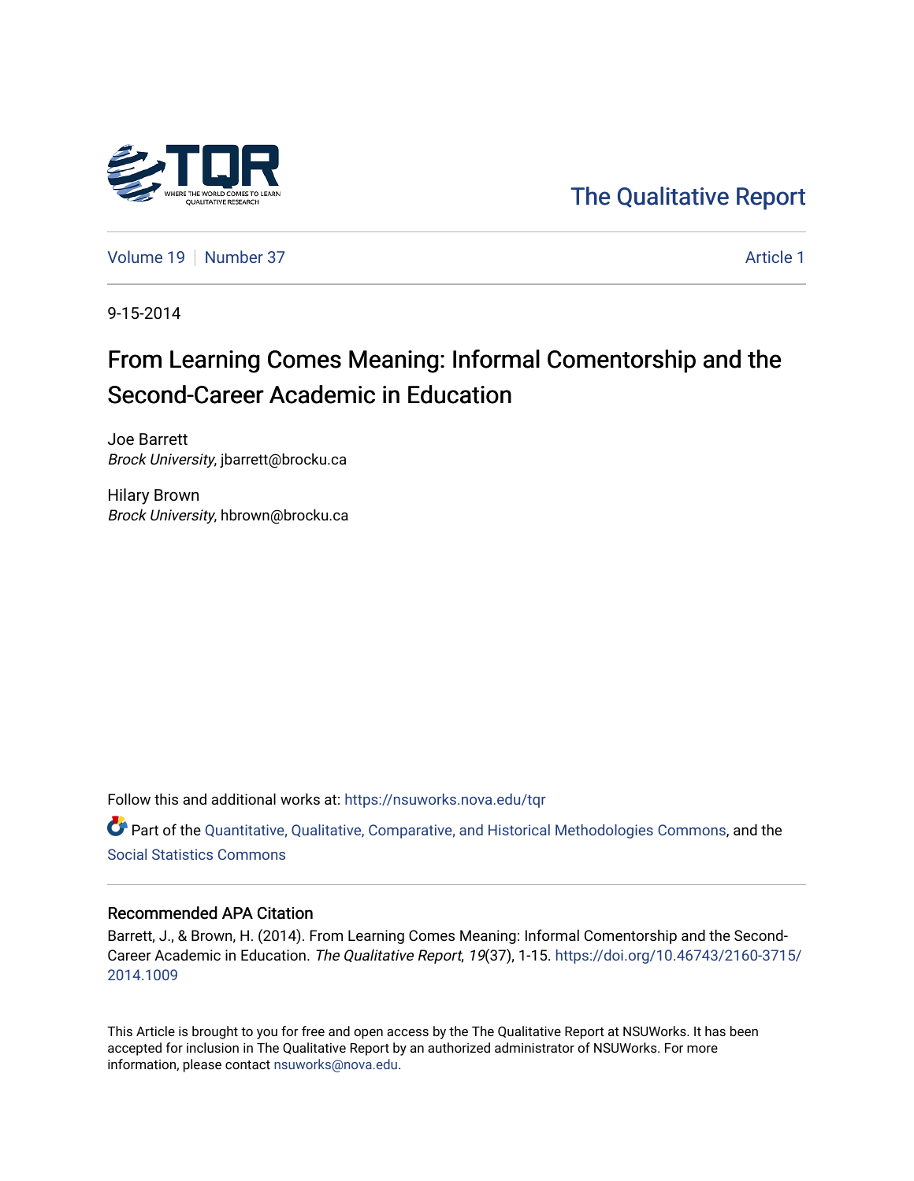The Qualitative Report

Volume 19 | Number 37 | Article 1

9-15-2014

# From Learning Comes Meaning: Informal Comentorship and the Second-Career Academic in Education

Joe Barrett
*Brock University*, jbarrett@brocku.ca

Hilary Brown
*Brock University*, hbrown@brocku.ca

Follow this and additional works at: https://nsuworks.nova.edu/tqr

Part of the Quantitative, Qualitative, Comparative, and Historical Methodologies Commons, and the Social Statistics Commons

### Recommended APA Citation

Barrett, J., & Brown, H. (2014). From Learning Comes Meaning: Informal Comentorship and the Second-Career Academic in Education. *The Qualitative Report*, *19*(37), 1-15. https://doi.org/10.46743/2160-3715/2014.1009

This Article is brought to you for free and open access by the The Qualitative Report at NSUWorks. It has been accepted for inclusion in The Qualitative Report by an authorized administrator of NSUWorks. For more information, please contact nsuworks@nova.edu.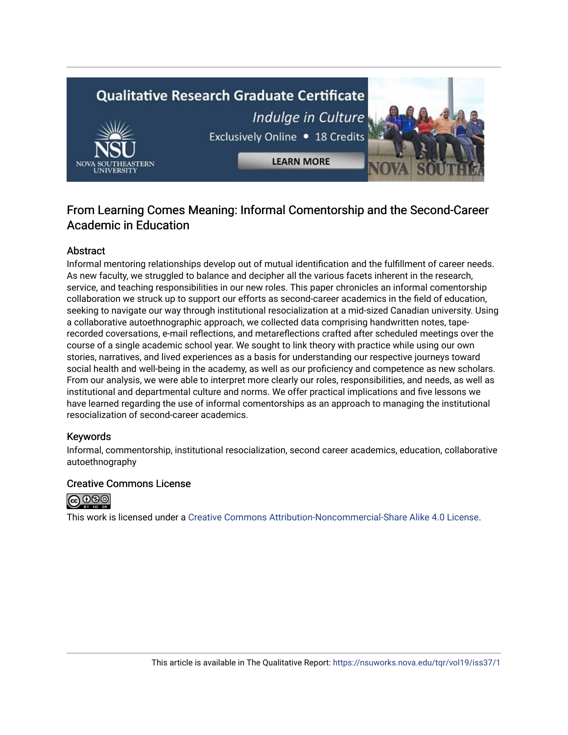## From Learning Comes Meaning: Informal Comentorship and the Second-Career Academic in Education

### Abstract

Informal mentoring relationships develop out of mutual identification and the fulfillment of career needs. As new faculty, we struggled to balance and decipher all the various facets inherent in the research, service, and teaching responsibilities in our new roles. This paper chronicles an informal comentorship collaboration we struck up to support our efforts as second-career academics in the field of education, seeking to navigate our way through institutional resocialization at a mid-sized Canadian university. Using a collaborative autoethnographic approach, we collected data comprising handwritten notes, tape-recorded coversations, e-mail reflections, and metareflections crafted after scheduled meetings over the course of a single academic school year. We sought to link theory with practice while using our own stories, narratives, and lived experiences as a basis for understanding our respective journeys toward social health and well-being in the academy, as well as our proficiency and competence as new scholars. From our analysis, we were able to interpret more clearly our roles, responsibilities, and needs, as well as institutional and departmental culture and norms. We offer practical implications and five lessons we have learned regarding the use of informal comentorships as an approach to managing the institutional resocialization of second-career academics.

### Keywords

Informal, commentorship, institutional resocialization, second career academics, education, collaborative autoethnography

### Creative Commons License

This work is licensed under a Creative Commons Attribution-Noncommercial-Share Alike 4.0 License.

This article is available in The Qualitative Report: https://nsuworks.nova.edu/tqr/vol19/iss37/1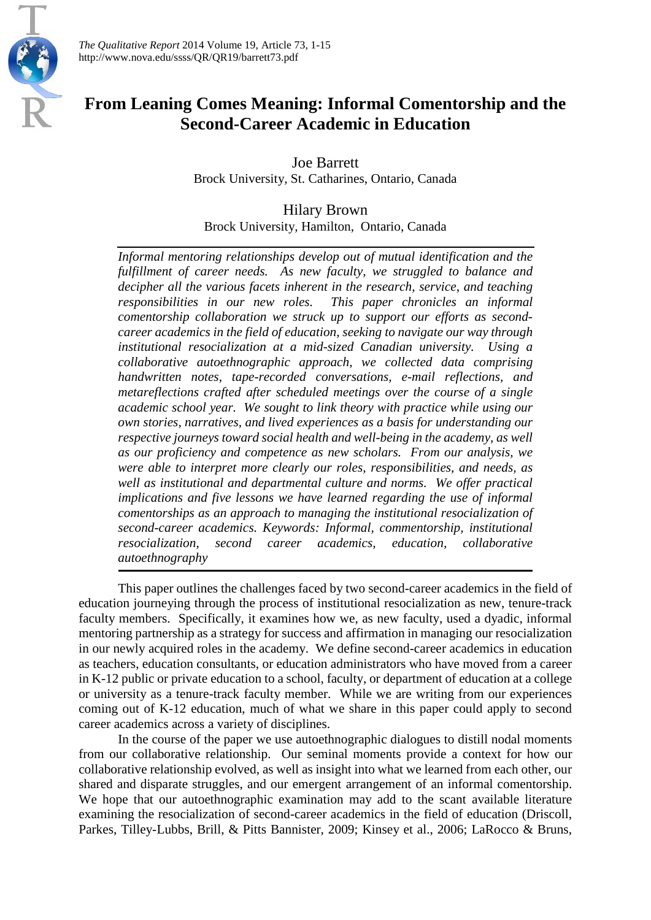# From Leaning Comes Meaning: Informal Comentorship and the Second-Career Academic in Education

Joe Barrett
Brock University, St. Catharines, Ontario, Canada

Hilary Brown
Brock University, Hamilton, Ontario, Canada

*Informal mentoring relationships develop out of mutual identification and the fulfillment of career needs. As new faculty, we struggled to balance and decipher all the various facets inherent in the research, service, and teaching responsibilities in our new roles. This paper chronicles an informal comentorship collaboration we struck up to support our efforts as second-career academics in the field of education, seeking to navigate our way through institutional resocialization at a mid-sized Canadian university. Using a collaborative autoethnographic approach, we collected data comprising handwritten notes, tape-recorded conversations, e-mail reflections, and metareflections crafted after scheduled meetings over the course of a single academic school year. We sought to link theory with practice while using our own stories, narratives, and lived experiences as a basis for understanding our respective journeys toward social health and well-being in the academy, as well as our proficiency and competence as new scholars. From our analysis, we were able to interpret more clearly our roles, responsibilities, and needs, as well as institutional and departmental culture and norms. We offer practical implications and five lessons we have learned regarding the use of informal comentorships as an approach to managing the institutional resocialization of second-career academics. Keywords: Informal, commentorship, institutional resocialization, second career academics, education, collaborative autoethnography*

This paper outlines the challenges faced by two second-career academics in the field of education journeying through the process of institutional resocialization as new, tenure-track faculty members. Specifically, it examines how we, as new faculty, used a dyadic, informal mentoring partnership as a strategy for success and affirmation in managing our resocialization in our newly acquired roles in the academy. We define second-career academics in education as teachers, education consultants, or education administrators who have moved from a career in K-12 public or private education to a school, faculty, or department of education at a college or university as a tenure-track faculty member. While we are writing from our experiences coming out of K-12 education, much of what we share in this paper could apply to second career academics across a variety of disciplines.

In the course of the paper we use autoethnographic dialogues to distill nodal moments from our collaborative relationship. Our seminal moments provide a context for how our collaborative relationship evolved, as well as insight into what we learned from each other, our shared and disparate struggles, and our emergent arrangement of an informal comentorship. We hope that our autoethnographic examination may add to the scant available literature examining the resocialization of second-career academics in the field of education (Driscoll, Parkes, Tilley-Lubbs, Brill, & Pitts Bannister, 2009; Kinsey et al., 2006; LaRocco & Bruns,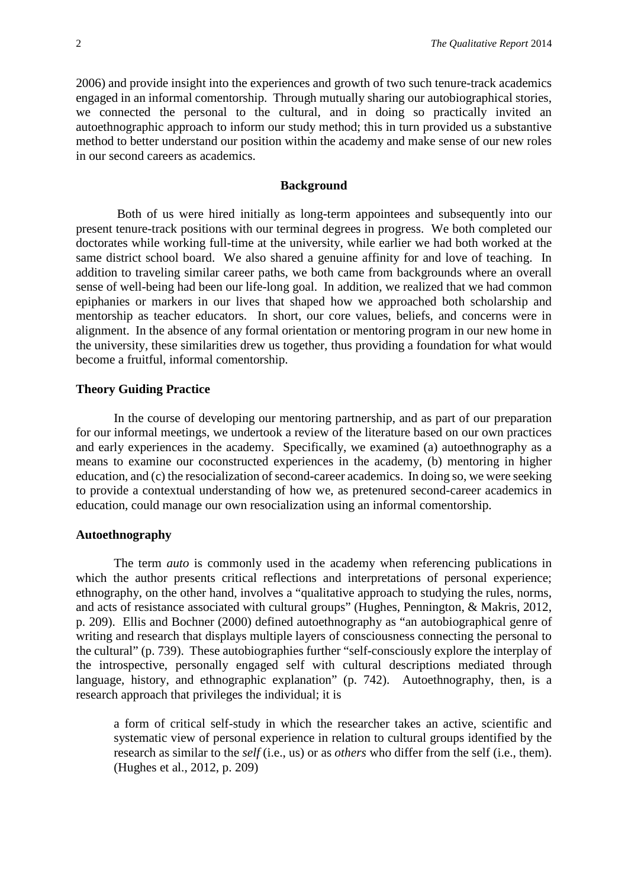2006) and provide insight into the experiences and growth of two such tenure-track academics engaged in an informal comentorship. Through mutually sharing our autobiographical stories, we connected the personal to the cultural, and in doing so practically invited an autoethnographic approach to inform our study method; this in turn provided us a substantive method to better understand our position within the academy and make sense of our new roles in our second careers as academics.

## Background

Both of us were hired initially as long-term appointees and subsequently into our present tenure-track positions with our terminal degrees in progress. We both completed our doctorates while working full-time at the university, while earlier we had both worked at the same district school board. We also shared a genuine affinity for and love of teaching. In addition to traveling similar career paths, we both came from backgrounds where an overall sense of well-being had been our life-long goal. In addition, we realized that we had common epiphanies or markers in our lives that shaped how we approached both scholarship and mentorship as teacher educators. In short, our core values, beliefs, and concerns were in alignment. In the absence of any formal orientation or mentoring program in our new home in the university, these similarities drew us together, thus providing a foundation for what would become a fruitful, informal comentorship.

### Theory Guiding Practice

In the course of developing our mentoring partnership, and as part of our preparation for our informal meetings, we undertook a review of the literature based on our own practices and early experiences in the academy. Specifically, we examined (a) autoethnography as a means to examine our coconstructed experiences in the academy, (b) mentoring in higher education, and (c) the resocialization of second-career academics. In doing so, we were seeking to provide a contextual understanding of how we, as pretenured second-career academics in education, could manage our own resocialization using an informal comentorship.

### Autoethnography

The term *auto* is commonly used in the academy when referencing publications in which the author presents critical reflections and interpretations of personal experience; ethnography, on the other hand, involves a "qualitative approach to studying the rules, norms, and acts of resistance associated with cultural groups" (Hughes, Pennington, & Makris, 2012, p. 209). Ellis and Bochner (2000) defined autoethnography as "an autobiographical genre of writing and research that displays multiple layers of consciousness connecting the personal to the cultural" (p. 739). These autobiographies further "self-consciously explore the interplay of the introspective, personally engaged self with cultural descriptions mediated through language, history, and ethnographic explanation" (p. 742). Autoethnography, then, is a research approach that privileges the individual; it is

> a form of critical self-study in which the researcher takes an active, scientific and systematic view of personal experience in relation to cultural groups identified by the research as similar to the *self* (i.e., us) or as *others* who differ from the self (i.e., them). (Hughes et al., 2012, p. 209)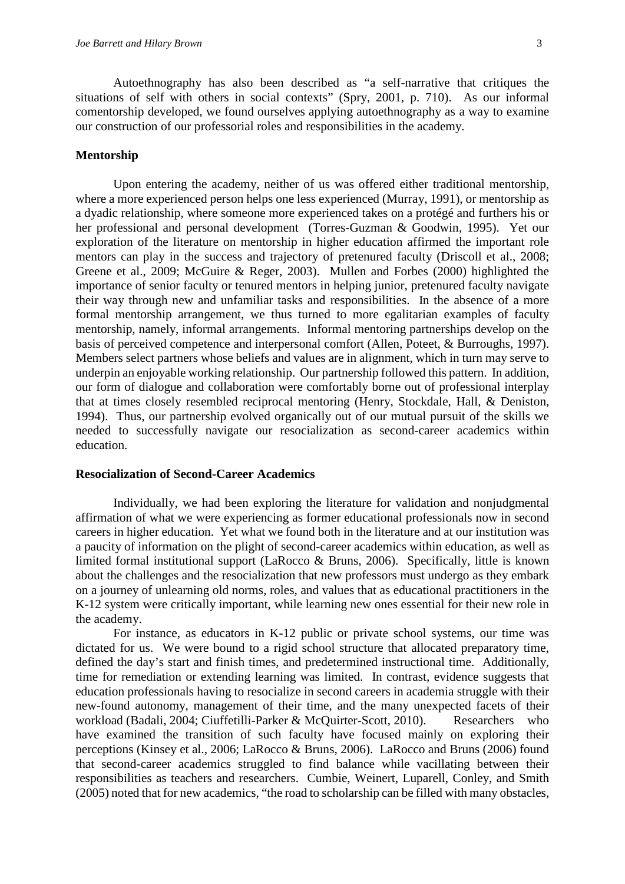Autoethnography has also been described as "a self-narrative that critiques the situations of self with others in social contexts" (Spry, 2001, p. 710). As our informal comentorship developed, we found ourselves applying autoethnography as a way to examine our construction of our professorial roles and responsibilities in the academy.

## Mentorship

Upon entering the academy, neither of us was offered either traditional mentorship, where a more experienced person helps one less experienced (Murray, 1991), or mentorship as a dyadic relationship, where someone more experienced takes on a protégé and furthers his or her professional and personal development (Torres-Guzman & Goodwin, 1995). Yet our exploration of the literature on mentorship in higher education affirmed the important role mentors can play in the success and trajectory of pretenured faculty (Driscoll et al., 2008; Greene et al., 2009; McGuire & Reger, 2003). Mullen and Forbes (2000) highlighted the importance of senior faculty or tenured mentors in helping junior, pretenured faculty navigate their way through new and unfamiliar tasks and responsibilities. In the absence of a more formal mentorship arrangement, we thus turned to more egalitarian examples of faculty mentorship, namely, informal arrangements. Informal mentoring partnerships develop on the basis of perceived competence and interpersonal comfort (Allen, Poteet, & Burroughs, 1997). Members select partners whose beliefs and values are in alignment, which in turn may serve to underpin an enjoyable working relationship. Our partnership followed this pattern. In addition, our form of dialogue and collaboration were comfortably borne out of professional interplay that at times closely resembled reciprocal mentoring (Henry, Stockdale, Hall, & Deniston, 1994). Thus, our partnership evolved organically out of our mutual pursuit of the skills we needed to successfully navigate our resocialization as second-career academics within education.

## Resocialization of Second-Career Academics

Individually, we had been exploring the literature for validation and nonjudgmental affirmation of what we were experiencing as former educational professionals now in second careers in higher education. Yet what we found both in the literature and at our institution was a paucity of information on the plight of second-career academics within education, as well as limited formal institutional support (LaRocco & Bruns, 2006). Specifically, little is known about the challenges and the resocialization that new professors must undergo as they embark on a journey of unlearning old norms, roles, and values that as educational practitioners in the K-12 system were critically important, while learning new ones essential for their new role in the academy.

For instance, as educators in K-12 public or private school systems, our time was dictated for us. We were bound to a rigid school structure that allocated preparatory time, defined the day's start and finish times, and predetermined instructional time. Additionally, time for remediation or extending learning was limited. In contrast, evidence suggests that education professionals having to resocialize in second careers in academia struggle with their new-found autonomy, management of their time, and the many unexpected facets of their workload (Badali, 2004; Ciuffetilli-Parker & McQuirter-Scott, 2010). Researchers who have examined the transition of such faculty have focused mainly on exploring their perceptions (Kinsey et al., 2006; LaRocco & Bruns, 2006). LaRocco and Bruns (2006) found that second-career academics struggled to find balance while vacillating between their responsibilities as teachers and researchers. Cumbie, Weinert, Luparell, Conley, and Smith (2005) noted that for new academics, "the road to scholarship can be filled with many obstacles,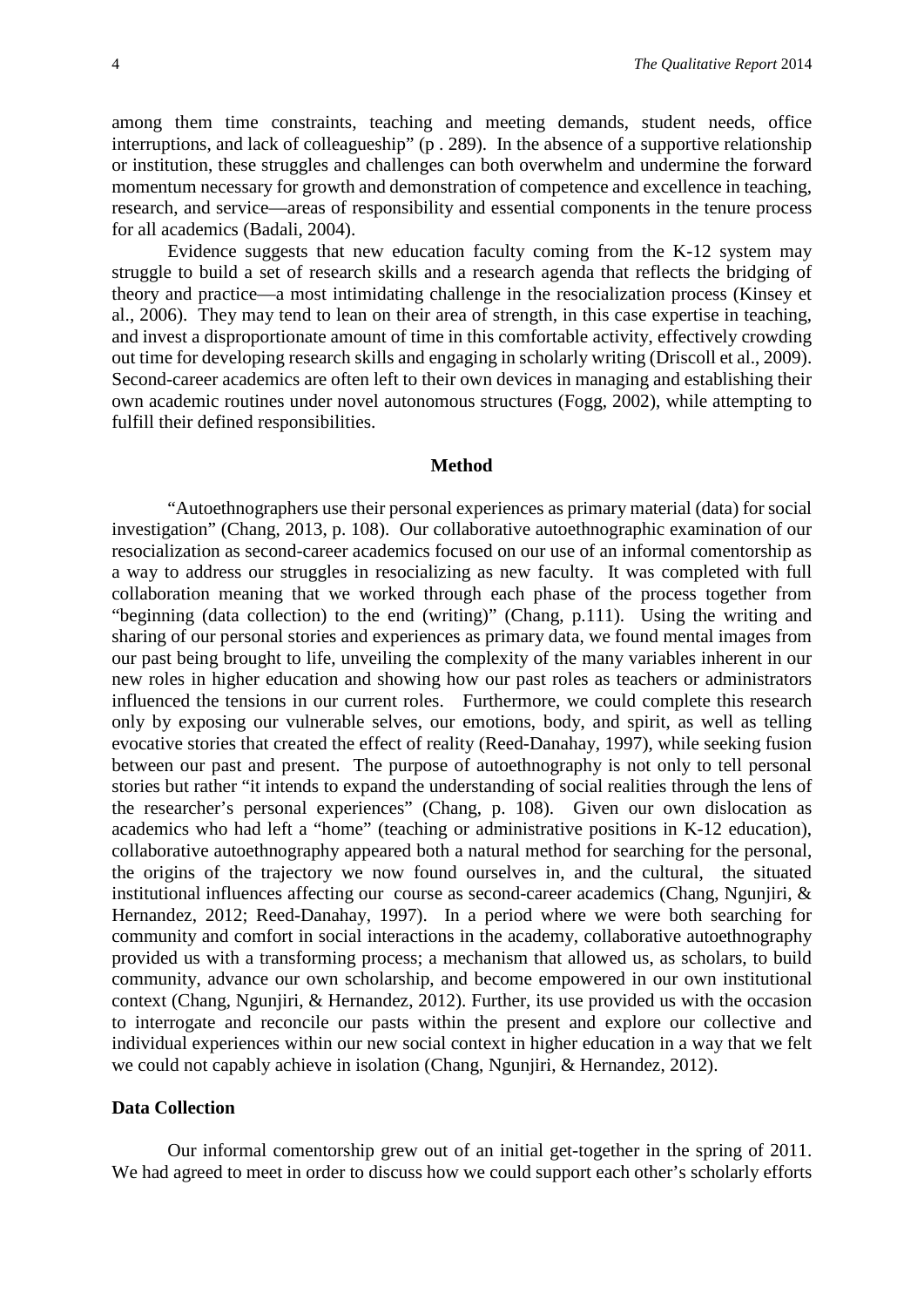among them time constraints, teaching and meeting demands, student needs, office interruptions, and lack of colleagueship" (p . 289). In the absence of a supportive relationship or institution, these struggles and challenges can both overwhelm and undermine the forward momentum necessary for growth and demonstration of competence and excellence in teaching, research, and service—areas of responsibility and essential components in the tenure process for all academics (Badali, 2004).

Evidence suggests that new education faculty coming from the K-12 system may struggle to build a set of research skills and a research agenda that reflects the bridging of theory and practice—a most intimidating challenge in the resocialization process (Kinsey et al., 2006). They may tend to lean on their area of strength, in this case expertise in teaching, and invest a disproportionate amount of time in this comfortable activity, effectively crowding out time for developing research skills and engaging in scholarly writing (Driscoll et al., 2009). Second-career academics are often left to their own devices in managing and establishing their own academic routines under novel autonomous structures (Fogg, 2002), while attempting to fulfill their defined responsibilities.

## Method

"Autoethnographers use their personal experiences as primary material (data) for social investigation" (Chang, 2013, p. 108). Our collaborative autoethnographic examination of our resocialization as second-career academics focused on our use of an informal comentorship as a way to address our struggles in resocializing as new faculty. It was completed with full collaboration meaning that we worked through each phase of the process together from "beginning (data collection) to the end (writing)" (Chang, p.111). Using the writing and sharing of our personal stories and experiences as primary data, we found mental images from our past being brought to life, unveiling the complexity of the many variables inherent in our new roles in higher education and showing how our past roles as teachers or administrators influenced the tensions in our current roles. Furthermore, we could complete this research only by exposing our vulnerable selves, our emotions, body, and spirit, as well as telling evocative stories that created the effect of reality (Reed-Danahay, 1997), while seeking fusion between our past and present. The purpose of autoethnography is not only to tell personal stories but rather "it intends to expand the understanding of social realities through the lens of the researcher's personal experiences" (Chang, p. 108). Given our own dislocation as academics who had left a "home" (teaching or administrative positions in K-12 education), collaborative autoethnography appeared both a natural method for searching for the personal, the origins of the trajectory we now found ourselves in, and the cultural, the situated institutional influences affecting our course as second-career academics (Chang, Ngunjiri, & Hernandez, 2012; Reed-Danahay, 1997). In a period where we were both searching for community and comfort in social interactions in the academy, collaborative autoethnography provided us with a transforming process; a mechanism that allowed us, as scholars, to build community, advance our own scholarship, and become empowered in our own institutional context (Chang, Ngunjiri, & Hernandez, 2012). Further, its use provided us with the occasion to interrogate and reconcile our pasts within the present and explore our collective and individual experiences within our new social context in higher education in a way that we felt we could not capably achieve in isolation (Chang, Ngunjiri, & Hernandez, 2012).

### Data Collection

Our informal comentorship grew out of an initial get-together in the spring of 2011. We had agreed to meet in order to discuss how we could support each other's scholarly efforts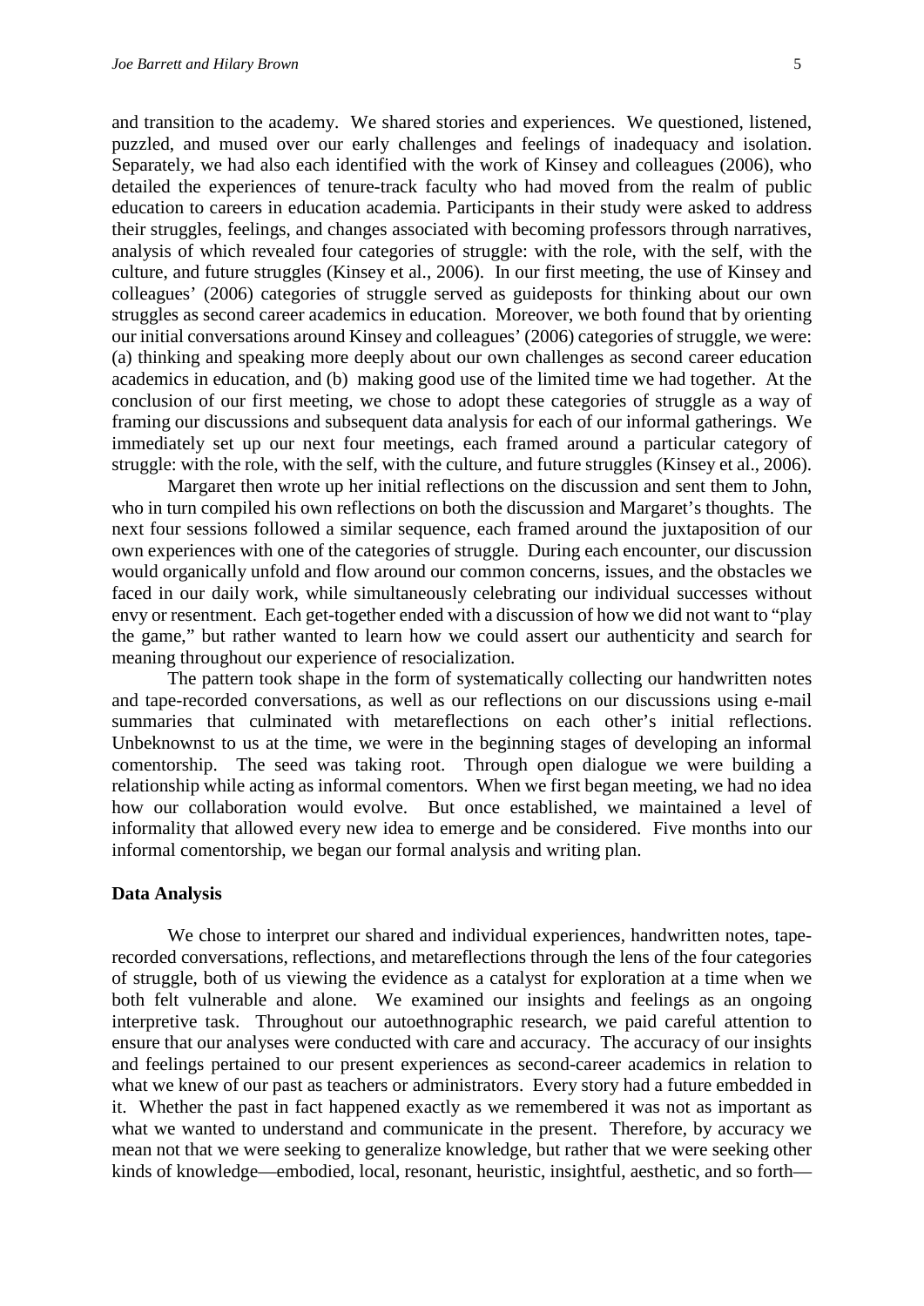and transition to the academy. We shared stories and experiences. We questioned, listened, puzzled, and mused over our early challenges and feelings of inadequacy and isolation. Separately, we had also each identified with the work of Kinsey and colleagues (2006), who detailed the experiences of tenure-track faculty who had moved from the realm of public education to careers in education academia. Participants in their study were asked to address their struggles, feelings, and changes associated with becoming professors through narratives, analysis of which revealed four categories of struggle: with the role, with the self, with the culture, and future struggles (Kinsey et al., 2006). In our first meeting, the use of Kinsey and colleagues' (2006) categories of struggle served as guideposts for thinking about our own struggles as second career academics in education. Moreover, we both found that by orienting our initial conversations around Kinsey and colleagues' (2006) categories of struggle, we were: (a) thinking and speaking more deeply about our own challenges as second career education academics in education, and (b) making good use of the limited time we had together. At the conclusion of our first meeting, we chose to adopt these categories of struggle as a way of framing our discussions and subsequent data analysis for each of our informal gatherings. We immediately set up our next four meetings, each framed around a particular category of struggle: with the role, with the self, with the culture, and future struggles (Kinsey et al., 2006).

Margaret then wrote up her initial reflections on the discussion and sent them to John, who in turn compiled his own reflections on both the discussion and Margaret's thoughts. The next four sessions followed a similar sequence, each framed around the juxtaposition of our own experiences with one of the categories of struggle. During each encounter, our discussion would organically unfold and flow around our common concerns, issues, and the obstacles we faced in our daily work, while simultaneously celebrating our individual successes without envy or resentment. Each get-together ended with a discussion of how we did not want to "play the game," but rather wanted to learn how we could assert our authenticity and search for meaning throughout our experience of resocialization.

The pattern took shape in the form of systematically collecting our handwritten notes and tape-recorded conversations, as well as our reflections on our discussions using e-mail summaries that culminated with metareflections on each other's initial reflections. Unbeknownst to us at the time, we were in the beginning stages of developing an informal comentorship. The seed was taking root. Through open dialogue we were building a relationship while acting as informal comentors. When we first began meeting, we had no idea how our collaboration would evolve. But once established, we maintained a level of informality that allowed every new idea to emerge and be considered. Five months into our informal comentorship, we began our formal analysis and writing plan.

**Data Analysis**

We chose to interpret our shared and individual experiences, handwritten notes, tape-recorded conversations, reflections, and metareflections through the lens of the four categories of struggle, both of us viewing the evidence as a catalyst for exploration at a time when we both felt vulnerable and alone. We examined our insights and feelings as an ongoing interpretive task. Throughout our autoethnographic research, we paid careful attention to ensure that our analyses were conducted with care and accuracy. The accuracy of our insights and feelings pertained to our present experiences as second-career academics in relation to what we knew of our past as teachers or administrators. Every story had a future embedded in it. Whether the past in fact happened exactly as we remembered it was not as important as what we wanted to understand and communicate in the present. Therefore, by accuracy we mean not that we were seeking to generalize knowledge, but rather that we were seeking other kinds of knowledge—embodied, local, resonant, heuristic, insightful, aesthetic, and so forth—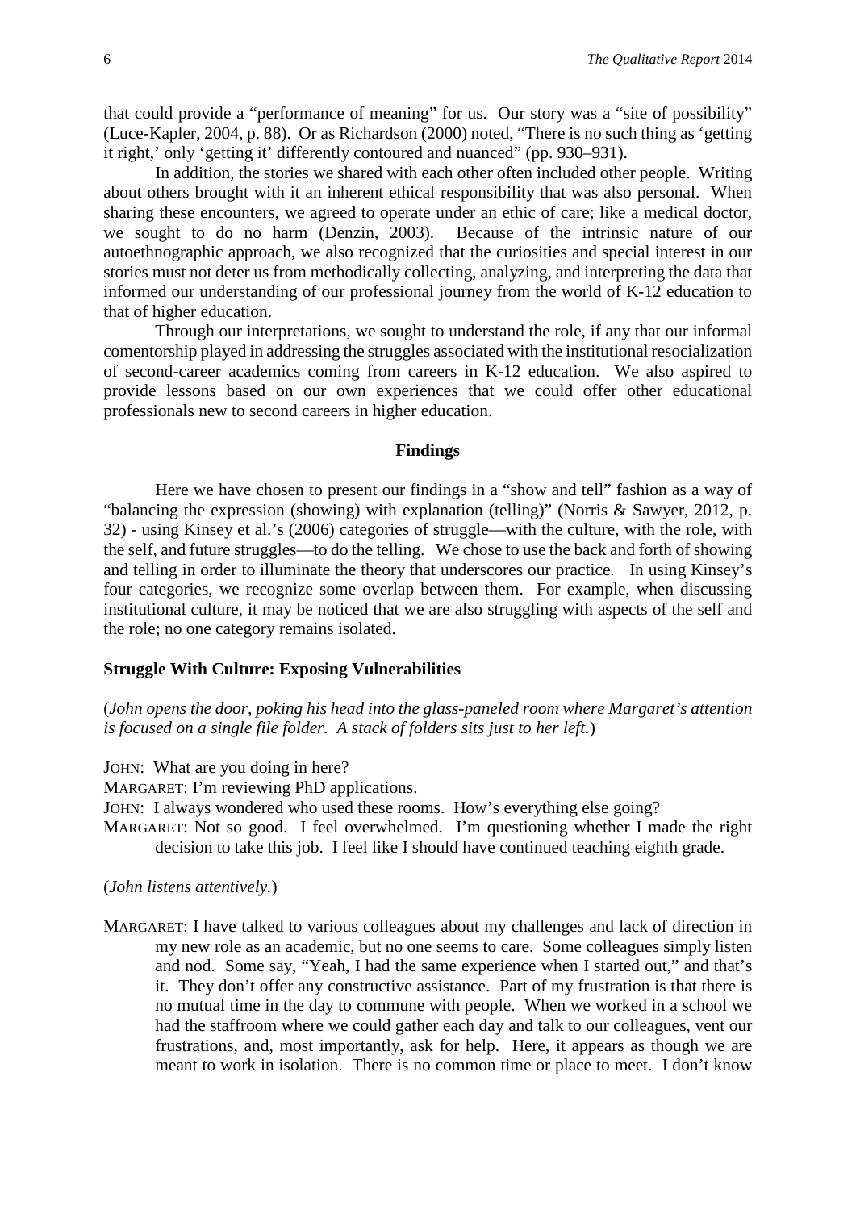that could provide a "performance of meaning" for us. Our story was a "site of possibility" (Luce-Kapler, 2004, p. 88). Or as Richardson (2000) noted, "There is no such thing as 'getting it right,' only 'getting it' differently contoured and nuanced" (pp. 930–931).

In addition, the stories we shared with each other often included other people. Writing about others brought with it an inherent ethical responsibility that was also personal. When sharing these encounters, we agreed to operate under an ethic of care; like a medical doctor, we sought to do no harm (Denzin, 2003). Because of the intrinsic nature of our autoethnographic approach, we also recognized that the curiosities and special interest in our stories must not deter us from methodically collecting, analyzing, and interpreting the data that informed our understanding of our professional journey from the world of K-12 education to that of higher education.

Through our interpretations, we sought to understand the role, if any that our informal comentorship played in addressing the struggles associated with the institutional resocialization of second-career academics coming from careers in K-12 education. We also aspired to provide lessons based on our own experiences that we could offer other educational professionals new to second careers in higher education.

## Findings

Here we have chosen to present our findings in a "show and tell" fashion as a way of "balancing the expression (showing) with explanation (telling)" (Norris & Sawyer, 2012, p. 32) - using Kinsey et al.'s (2006) categories of struggle—with the culture, with the role, with the self, and future struggles—to do the telling. We chose to use the back and forth of showing and telling in order to illuminate the theory that underscores our practice. In using Kinsey's four categories, we recognize some overlap between them. For example, when discussing institutional culture, it may be noticed that we are also struggling with aspects of the self and the role; no one category remains isolated.

### Struggle With Culture: Exposing Vulnerabilities

(*John opens the door, poking his head into the glass-paneled room where Margaret's attention is focused on a single file folder. A stack of folders sits just to her left.*)

JOHN: What are you doing in here?
MARGARET: I'm reviewing PhD applications.
JOHN: I always wondered who used these rooms. How's everything else going?
MARGARET: Not so good. I feel overwhelmed. I'm questioning whether I made the right decision to take this job. I feel like I should have continued teaching eighth grade.

(*John listens attentively.*)

MARGARET: I have talked to various colleagues about my challenges and lack of direction in my new role as an academic, but no one seems to care. Some colleagues simply listen and nod. Some say, "Yeah, I had the same experience when I started out," and that's it. They don't offer any constructive assistance. Part of my frustration is that there is no mutual time in the day to commune with people. When we worked in a school we had the staffroom where we could gather each day and talk to our colleagues, vent our frustrations, and, most importantly, ask for help. Here, it appears as though we are meant to work in isolation. There is no common time or place to meet. I don't know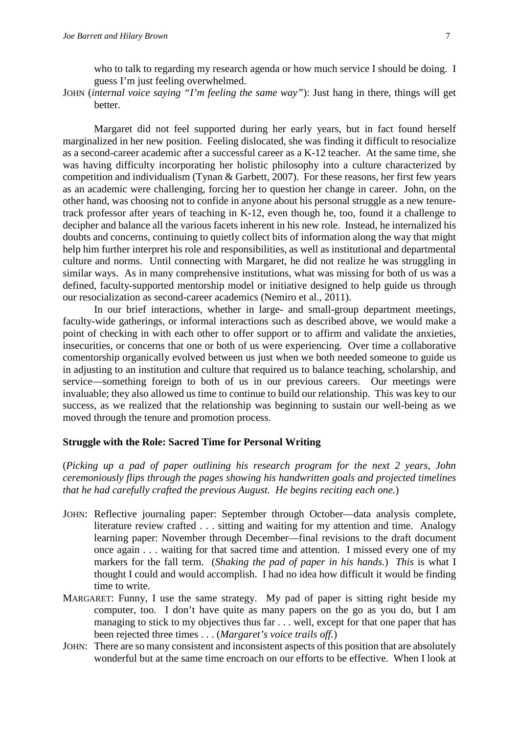who to talk to regarding my research agenda or how much service I should be doing. I guess I'm just feeling overwhelmed.

JOHN (*internal voice saying "I'm feeling the same way"*): Just hang in there, things will get better.

Margaret did not feel supported during her early years, but in fact found herself marginalized in her new position. Feeling dislocated, she was finding it difficult to resocialize as a second-career academic after a successful career as a K-12 teacher. At the same time, she was having difficulty incorporating her holistic philosophy into a culture characterized by competition and individualism (Tynan & Garbett, 2007). For these reasons, her first few years as an academic were challenging, forcing her to question her change in career. John, on the other hand, was choosing not to confide in anyone about his personal struggle as a new tenure-track professor after years of teaching in K-12, even though he, too, found it a challenge to decipher and balance all the various facets inherent in his new role. Instead, he internalized his doubts and concerns, continuing to quietly collect bits of information along the way that might help him further interpret his role and responsibilities, as well as institutional and departmental culture and norms. Until connecting with Margaret, he did not realize he was struggling in similar ways. As in many comprehensive institutions, what was missing for both of us was a defined, faculty-supported mentorship model or initiative designed to help guide us through our resocialization as second-career academics (Nemiro et al., 2011).

In our brief interactions, whether in large- and small-group department meetings, faculty-wide gatherings, or informal interactions such as described above, we would make a point of checking in with each other to offer support or to affirm and validate the anxieties, insecurities, or concerns that one or both of us were experiencing. Over time a collaborative comentorship organically evolved between us just when we both needed someone to guide us in adjusting to an institution and culture that required us to balance teaching, scholarship, and service—something foreign to both of us in our previous careers. Our meetings were invaluable; they also allowed us time to continue to build our relationship. This was key to our success, as we realized that the relationship was beginning to sustain our well-being as we moved through the tenure and promotion process.

### Struggle with the Role: Sacred Time for Personal Writing

(*Picking up a pad of paper outlining his research program for the next 2 years, John ceremoniously flips through the pages showing his handwritten goals and projected timelines that he had carefully crafted the previous August. He begins reciting each one.*)

JOHN: Reflective journaling paper: September through October—data analysis complete, literature review crafted . . . sitting and waiting for my attention and time. Analogy learning paper: November through December—final revisions to the draft document once again . . . waiting for that sacred time and attention. I missed every one of my markers for the fall term. (*Shaking the pad of paper in his hands.*) *This* is what I thought I could and would accomplish. I had no idea how difficult it would be finding time to write.

MARGARET: Funny, I use the same strategy. My pad of paper is sitting right beside my computer, too. I don't have quite as many papers on the go as you do, but I am managing to stick to my objectives thus far . . . well, except for that one paper that has been rejected three times . . . (*Margaret's voice trails off.*)

JOHN: There are so many consistent and inconsistent aspects of this position that are absolutely wonderful but at the same time encroach on our efforts to be effective. When I look at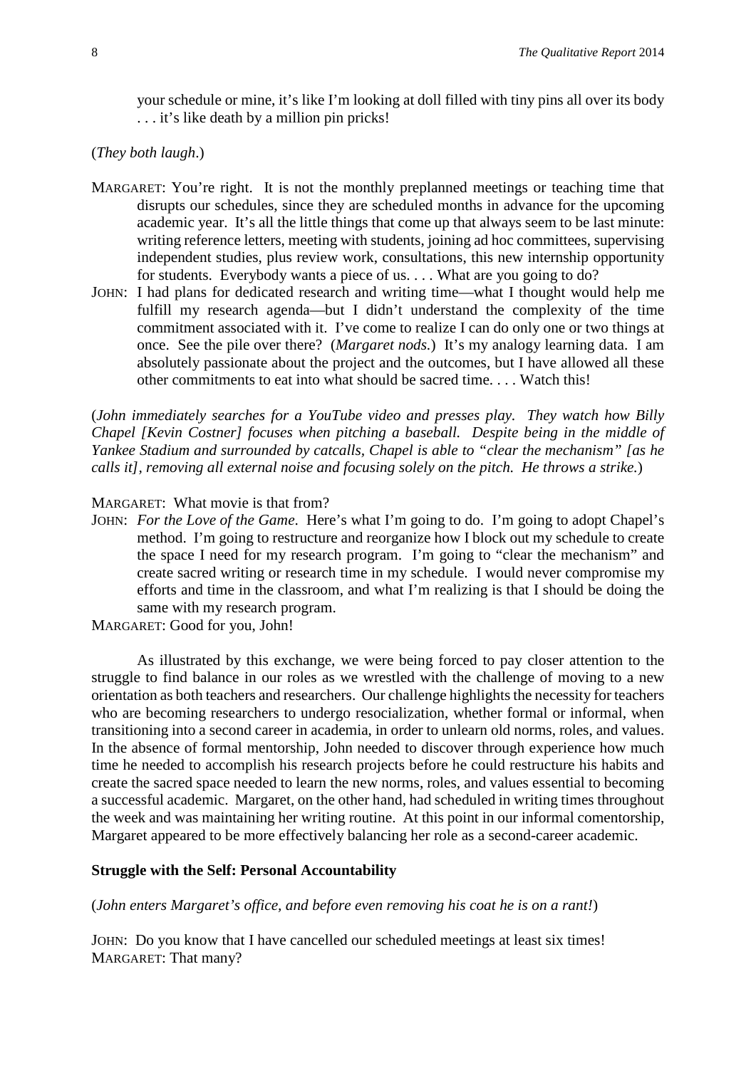your schedule or mine, it's like I'm looking at doll filled with tiny pins all over its body . . . it's like death by a million pin pricks!

(*They both laugh*.)

MARGARET: You're right. It is not the monthly preplanned meetings or teaching time that disrupts our schedules, since they are scheduled months in advance for the upcoming academic year. It's all the little things that come up that always seem to be last minute: writing reference letters, meeting with students, joining ad hoc committees, supervising independent studies, plus review work, consultations, this new internship opportunity for students. Everybody wants a piece of us. . . . What are you going to do?

JOHN: I had plans for dedicated research and writing time—what I thought would help me fulfill my research agenda—but I didn't understand the complexity of the time commitment associated with it. I've come to realize I can do only one or two things at once. See the pile over there? (*Margaret nods*.) It's my analogy learning data. I am absolutely passionate about the project and the outcomes, but I have allowed all these other commitments to eat into what should be sacred time. . . . Watch this!

(*John immediately searches for a YouTube video and presses play. They watch how Billy Chapel [Kevin Costner] focuses when pitching a baseball. Despite being in the middle of Yankee Stadium and surrounded by catcalls, Chapel is able to "clear the mechanism" [as he calls it], removing all external noise and focusing solely on the pitch. He throws a strike.*)

MARGARET: What movie is that from?

JOHN: *For the Love of the Game*. Here's what I'm going to do. I'm going to adopt Chapel's method. I'm going to restructure and reorganize how I block out my schedule to create the space I need for my research program. I'm going to "clear the mechanism" and create sacred writing or research time in my schedule. I would never compromise my efforts and time in the classroom, and what I'm realizing is that I should be doing the same with my research program.

MARGARET: Good for you, John!

As illustrated by this exchange, we were being forced to pay closer attention to the struggle to find balance in our roles as we wrestled with the challenge of moving to a new orientation as both teachers and researchers. Our challenge highlights the necessity for teachers who are becoming researchers to undergo resocialization, whether formal or informal, when transitioning into a second career in academia, in order to unlearn old norms, roles, and values. In the absence of formal mentorship, John needed to discover through experience how much time he needed to accomplish his research projects before he could restructure his habits and create the sacred space needed to learn the new norms, roles, and values essential to becoming a successful academic. Margaret, on the other hand, had scheduled in writing times throughout the week and was maintaining her writing routine. At this point in our informal comentorship, Margaret appeared to be more effectively balancing her role as a second-career academic.

### Struggle with the Self: Personal Accountability

(*John enters Margaret's office, and before even removing his coat he is on a rant!*)

JOHN: Do you know that I have cancelled our scheduled meetings at least six times!

MARGARET: That many?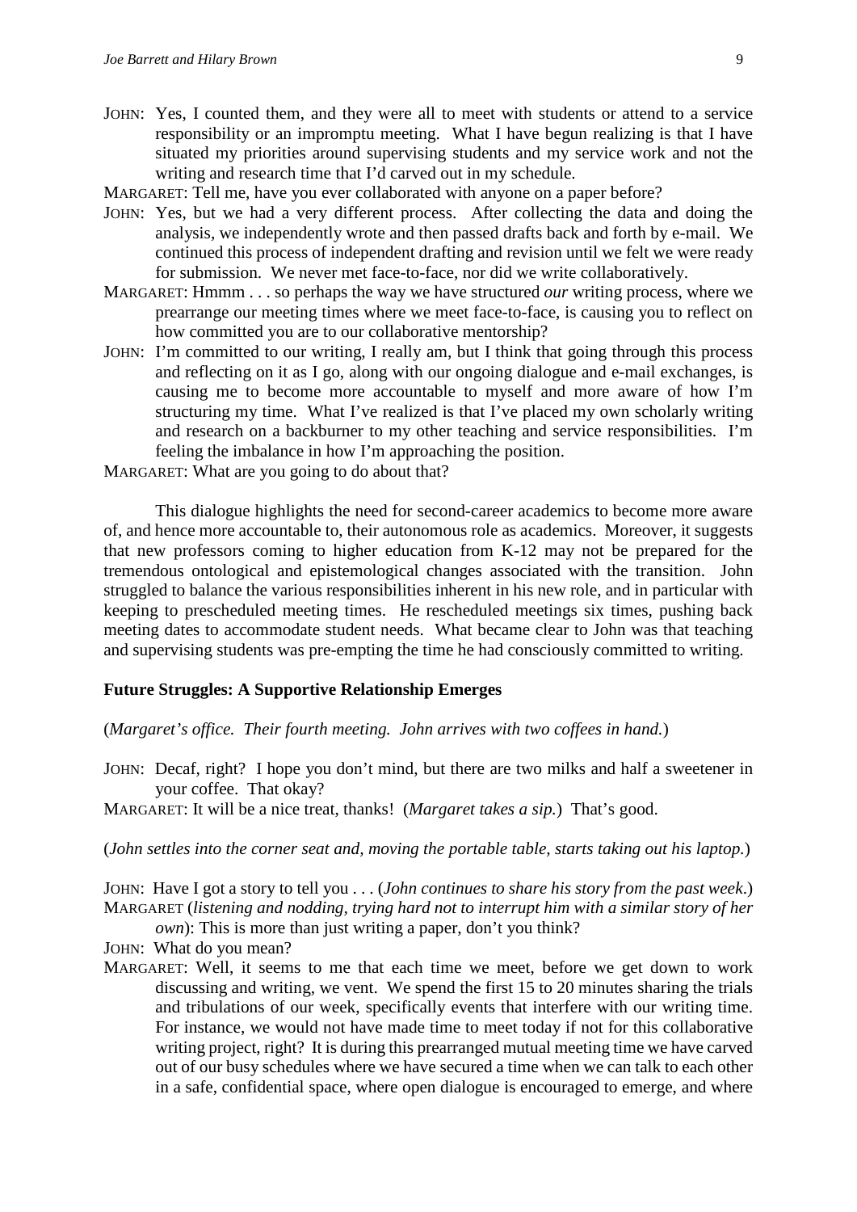JOHN: Yes, I counted them, and they were all to meet with students or attend to a service responsibility or an impromptu meeting. What I have begun realizing is that I have situated my priorities around supervising students and my service work and not the writing and research time that I'd carved out in my schedule.

MARGARET: Tell me, have you ever collaborated with anyone on a paper before?

JOHN: Yes, but we had a very different process. After collecting the data and doing the analysis, we independently wrote and then passed drafts back and forth by e-mail. We continued this process of independent drafting and revision until we felt we were ready for submission. We never met face-to-face, nor did we write collaboratively.

MARGARET: Hmmm . . . so perhaps the way we have structured *our* writing process, where we prearrange our meeting times where we meet face-to-face, is causing you to reflect on how committed you are to our collaborative mentorship?

JOHN: I'm committed to our writing, I really am, but I think that going through this process and reflecting on it as I go, along with our ongoing dialogue and e-mail exchanges, is causing me to become more accountable to myself and more aware of how I'm structuring my time. What I've realized is that I've placed my own scholarly writing and research on a backburner to my other teaching and service responsibilities. I'm feeling the imbalance in how I'm approaching the position.

MARGARET: What are you going to do about that?

This dialogue highlights the need for second-career academics to become more aware of, and hence more accountable to, their autonomous role as academics. Moreover, it suggests that new professors coming to higher education from K-12 may not be prepared for the tremendous ontological and epistemological changes associated with the transition. John struggled to balance the various responsibilities inherent in his new role, and in particular with keeping to prescheduled meeting times. He rescheduled meetings six times, pushing back meeting dates to accommodate student needs. What became clear to John was that teaching and supervising students was pre-empting the time he had consciously committed to writing.

**Future Struggles: A Supportive Relationship Emerges**

(*Margaret's office. Their fourth meeting. John arrives with two coffees in hand.*)

JOHN: Decaf, right? I hope you don't mind, but there are two milks and half a sweetener in your coffee. That okay?

MARGARET: It will be a nice treat, thanks! (*Margaret takes a sip.*) That's good.

(*John settles into the corner seat and, moving the portable table, starts taking out his laptop.*)

JOHN: Have I got a story to tell you . . . (*John continues to share his story from the past week.*)

MARGARET (*listening and nodding, trying hard not to interrupt him with a similar story of her own*): This is more than just writing a paper, don't you think?

JOHN: What do you mean?

MARGARET: Well, it seems to me that each time we meet, before we get down to work discussing and writing, we vent. We spend the first 15 to 20 minutes sharing the trials and tribulations of our week, specifically events that interfere with our writing time. For instance, we would not have made time to meet today if not for this collaborative writing project, right? It is during this prearranged mutual meeting time we have carved out of our busy schedules where we have secured a time when we can talk to each other in a safe, confidential space, where open dialogue is encouraged to emerge, and where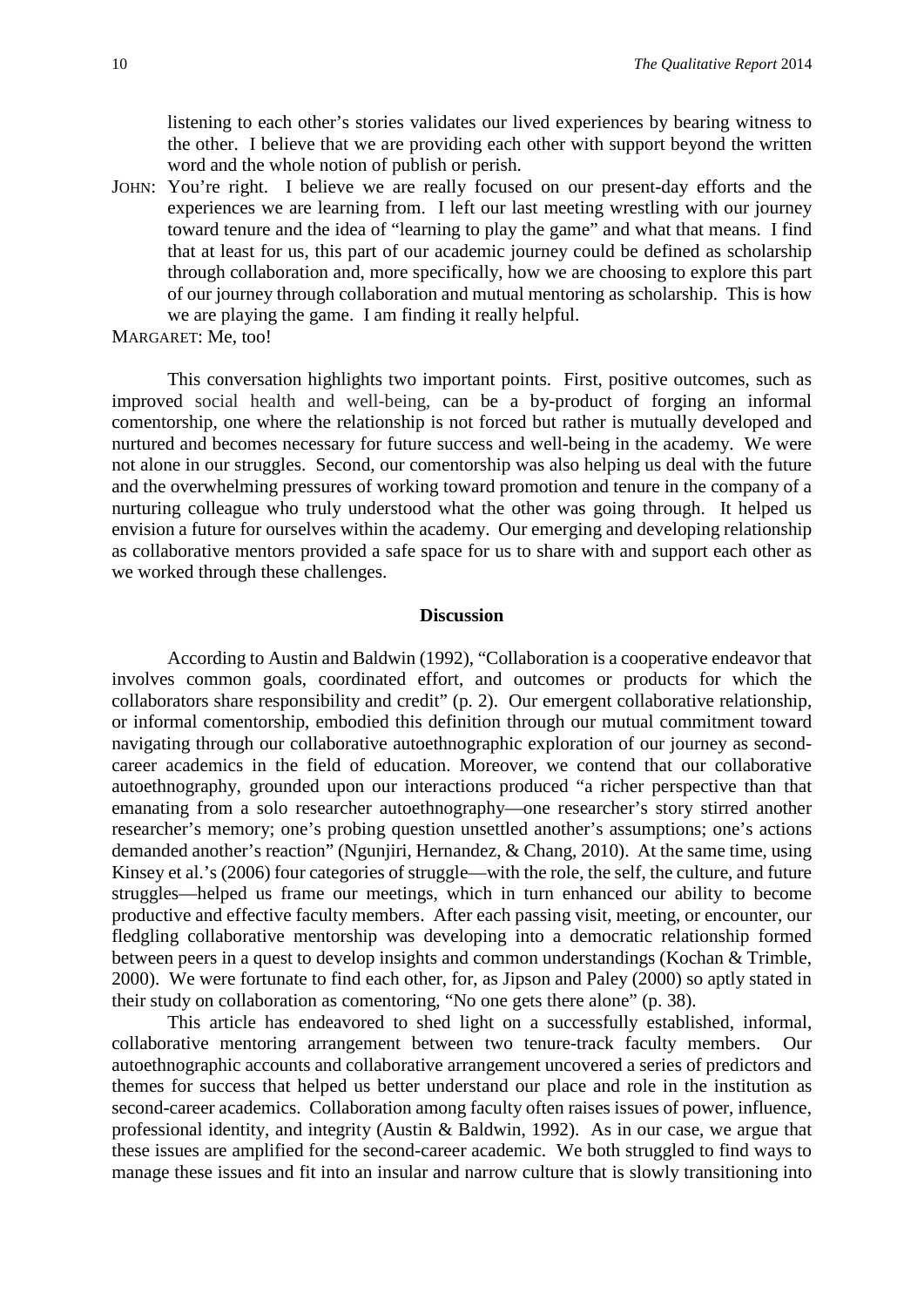listening to each other's stories validates our lived experiences by bearing witness to the other. I believe that we are providing each other with support beyond the written word and the whole notion of publish or perish.

JOHN: You're right. I believe we are really focused on our present-day efforts and the experiences we are learning from. I left our last meeting wrestling with our journey toward tenure and the idea of "learning to play the game" and what that means. I find that at least for us, this part of our academic journey could be defined as scholarship through collaboration and, more specifically, how we are choosing to explore this part of our journey through collaboration and mutual mentoring as scholarship. This is how we are playing the game. I am finding it really helpful.

MARGARET: Me, too!

This conversation highlights two important points. First, positive outcomes, such as improved social health and well-being, can be a by-product of forging an informal comentorship, one where the relationship is not forced but rather is mutually developed and nurtured and becomes necessary for future success and well-being in the academy. We were not alone in our struggles. Second, our comentorship was also helping us deal with the future and the overwhelming pressures of working toward promotion and tenure in the company of a nurturing colleague who truly understood what the other was going through. It helped us envision a future for ourselves within the academy. Our emerging and developing relationship as collaborative mentors provided a safe space for us to share with and support each other as we worked through these challenges.

## Discussion

According to Austin and Baldwin (1992), "Collaboration is a cooperative endeavor that involves common goals, coordinated effort, and outcomes or products for which the collaborators share responsibility and credit" (p. 2). Our emergent collaborative relationship, or informal comentorship, embodied this definition through our mutual commitment toward navigating through our collaborative autoethnographic exploration of our journey as second-career academics in the field of education. Moreover, we contend that our collaborative autoethnography, grounded upon our interactions produced "a richer perspective than that emanating from a solo researcher autoethnography—one researcher's story stirred another researcher's memory; one's probing question unsettled another's assumptions; one's actions demanded another's reaction" (Ngunjiri, Hernandez, & Chang, 2010). At the same time, using Kinsey et al.'s (2006) four categories of struggle—with the role, the self, the culture, and future struggles—helped us frame our meetings, which in turn enhanced our ability to become productive and effective faculty members. After each passing visit, meeting, or encounter, our fledgling collaborative mentorship was developing into a democratic relationship formed between peers in a quest to develop insights and common understandings (Kochan & Trimble, 2000). We were fortunate to find each other, for, as Jipson and Paley (2000) so aptly stated in their study on collaboration as comentoring, "No one gets there alone" (p. 38).

This article has endeavored to shed light on a successfully established, informal, collaborative mentoring arrangement between two tenure-track faculty members. Our autoethnographic accounts and collaborative arrangement uncovered a series of predictors and themes for success that helped us better understand our place and role in the institution as second-career academics. Collaboration among faculty often raises issues of power, influence, professional identity, and integrity (Austin & Baldwin, 1992). As in our case, we argue that these issues are amplified for the second-career academic. We both struggled to find ways to manage these issues and fit into an insular and narrow culture that is slowly transitioning into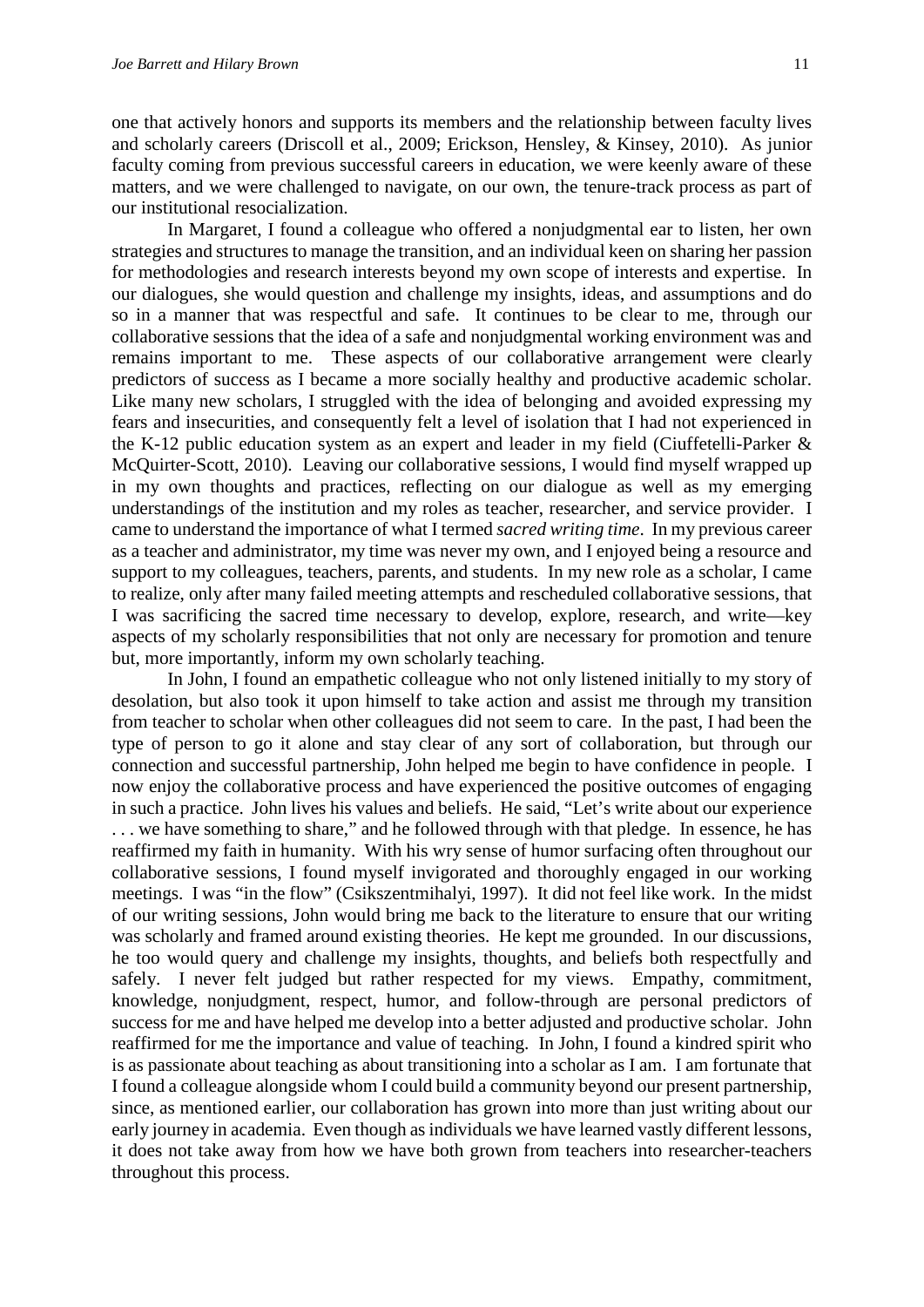one that actively honors and supports its members and the relationship between faculty lives and scholarly careers (Driscoll et al., 2009; Erickson, Hensley, & Kinsey, 2010). As junior faculty coming from previous successful careers in education, we were keenly aware of these matters, and we were challenged to navigate, on our own, the tenure-track process as part of our institutional resocialization.

In Margaret, I found a colleague who offered a nonjudgmental ear to listen, her own strategies and structures to manage the transition, and an individual keen on sharing her passion for methodologies and research interests beyond my own scope of interests and expertise. In our dialogues, she would question and challenge my insights, ideas, and assumptions and do so in a manner that was respectful and safe. It continues to be clear to me, through our collaborative sessions that the idea of a safe and nonjudgmental working environment was and remains important to me. These aspects of our collaborative arrangement were clearly predictors of success as I became a more socially healthy and productive academic scholar. Like many new scholars, I struggled with the idea of belonging and avoided expressing my fears and insecurities, and consequently felt a level of isolation that I had not experienced in the K-12 public education system as an expert and leader in my field (Ciuffetelli-Parker & McQuirter-Scott, 2010). Leaving our collaborative sessions, I would find myself wrapped up in my own thoughts and practices, reflecting on our dialogue as well as my emerging understandings of the institution and my roles as teacher, researcher, and service provider. I came to understand the importance of what I termed *sacred writing time*. In my previous career as a teacher and administrator, my time was never my own, and I enjoyed being a resource and support to my colleagues, teachers, parents, and students. In my new role as a scholar, I came to realize, only after many failed meeting attempts and rescheduled collaborative sessions, that I was sacrificing the sacred time necessary to develop, explore, research, and write—key aspects of my scholarly responsibilities that not only are necessary for promotion and tenure but, more importantly, inform my own scholarly teaching.

In John, I found an empathetic colleague who not only listened initially to my story of desolation, but also took it upon himself to take action and assist me through my transition from teacher to scholar when other colleagues did not seem to care. In the past, I had been the type of person to go it alone and stay clear of any sort of collaboration, but through our connection and successful partnership, John helped me begin to have confidence in people. I now enjoy the collaborative process and have experienced the positive outcomes of engaging in such a practice. John lives his values and beliefs. He said, "Let's write about our experience . . . we have something to share," and he followed through with that pledge. In essence, he has reaffirmed my faith in humanity. With his wry sense of humor surfacing often throughout our collaborative sessions, I found myself invigorated and thoroughly engaged in our working meetings. I was "in the flow" (Csikszentmihalyi, 1997). It did not feel like work. In the midst of our writing sessions, John would bring me back to the literature to ensure that our writing was scholarly and framed around existing theories. He kept me grounded. In our discussions, he too would query and challenge my insights, thoughts, and beliefs both respectfully and safely. I never felt judged but rather respected for my views. Empathy, commitment, knowledge, nonjudgment, respect, humor, and follow-through are personal predictors of success for me and have helped me develop into a better adjusted and productive scholar. John reaffirmed for me the importance and value of teaching. In John, I found a kindred spirit who is as passionate about teaching as about transitioning into a scholar as I am. I am fortunate that I found a colleague alongside whom I could build a community beyond our present partnership, since, as mentioned earlier, our collaboration has grown into more than just writing about our early journey in academia. Even though as individuals we have learned vastly different lessons, it does not take away from how we have both grown from teachers into researcher-teachers throughout this process.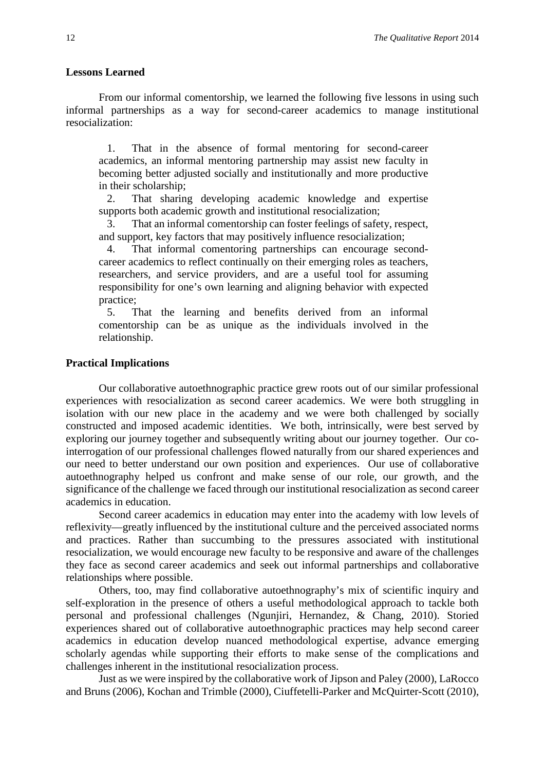## Lessons Learned

From our informal comentorship, we learned the following five lessons in using such informal partnerships as a way for second-career academics to manage institutional resocialization:

1. That in the absence of formal mentoring for second-career academics, an informal mentoring partnership may assist new faculty in becoming better adjusted socially and institutionally and more productive in their scholarship;
2. That sharing developing academic knowledge and expertise supports both academic growth and institutional resocialization;
3. That an informal comentorship can foster feelings of safety, respect, and support, key factors that may positively influence resocialization;
4. That informal comentoring partnerships can encourage second-career academics to reflect continually on their emerging roles as teachers, researchers, and service providers, and are a useful tool for assuming responsibility for one's own learning and aligning behavior with expected practice;
5. That the learning and benefits derived from an informal comentorship can be as unique as the individuals involved in the relationship.

## Practical Implications

Our collaborative autoethnographic practice grew roots out of our similar professional experiences with resocialization as second career academics. We were both struggling in isolation with our new place in the academy and we were both challenged by socially constructed and imposed academic identities. We both, intrinsically, were best served by exploring our journey together and subsequently writing about our journey together. Our co-interrogation of our professional challenges flowed naturally from our shared experiences and our need to better understand our own position and experiences. Our use of collaborative autoethnography helped us confront and make sense of our role, our growth, and the significance of the challenge we faced through our institutional resocialization as second career academics in education.

Second career academics in education may enter into the academy with low levels of reflexivity—greatly influenced by the institutional culture and the perceived associated norms and practices. Rather than succumbing to the pressures associated with institutional resocialization, we would encourage new faculty to be responsive and aware of the challenges they face as second career academics and seek out informal partnerships and collaborative relationships where possible.

Others, too, may find collaborative autoethnography's mix of scientific inquiry and self-exploration in the presence of others a useful methodological approach to tackle both personal and professional challenges (Ngunjiri, Hernandez, & Chang, 2010). Storied experiences shared out of collaborative autoethnographic practices may help second career academics in education develop nuanced methodological expertise, advance emerging scholarly agendas while supporting their efforts to make sense of the complications and challenges inherent in the institutional resocialization process.

Just as we were inspired by the collaborative work of Jipson and Paley (2000), LaRocco and Bruns (2006), Kochan and Trimble (2000), Ciuffetelli-Parker and McQuirter-Scott (2010),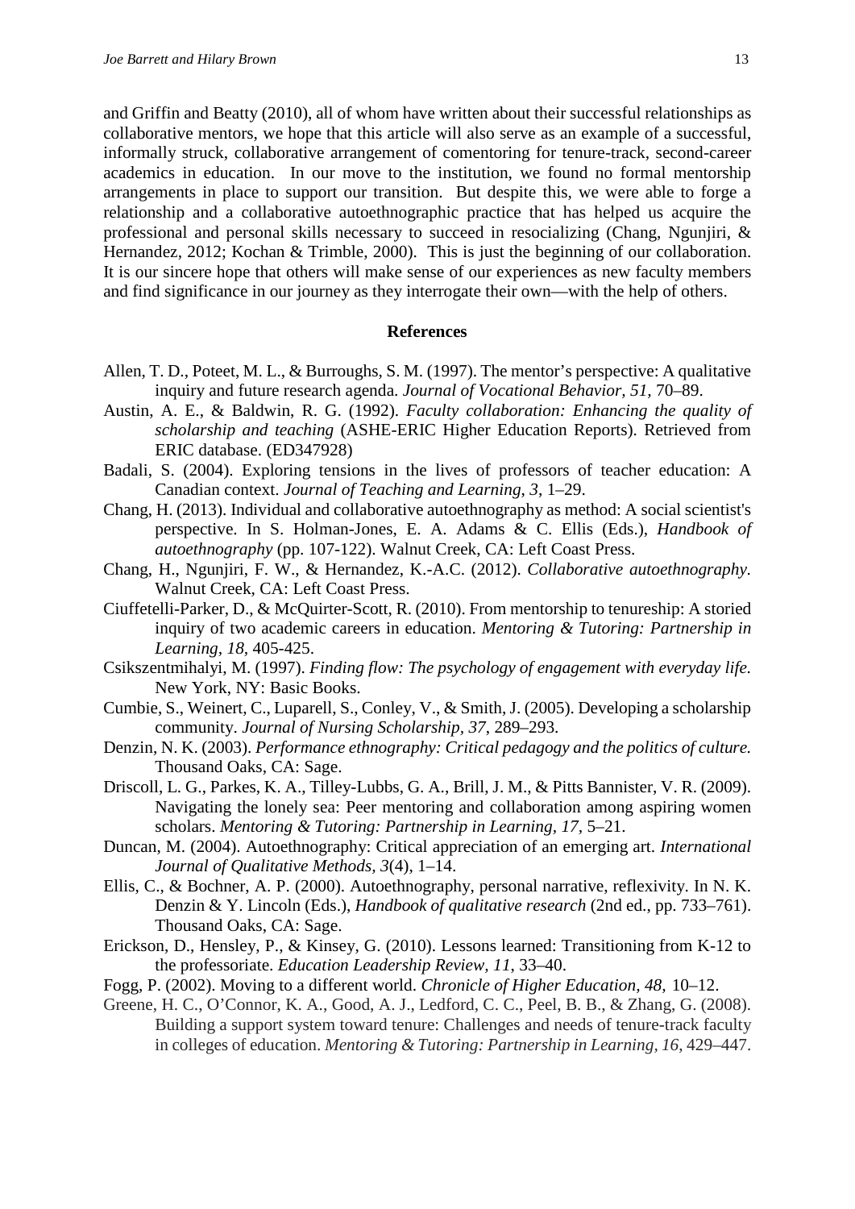and Griffin and Beatty (2010), all of whom have written about their successful relationships as collaborative mentors, we hope that this article will also serve as an example of a successful, informally struck, collaborative arrangement of comentoring for tenure-track, second-career academics in education. In our move to the institution, we found no formal mentorship arrangements in place to support our transition. But despite this, we were able to forge a relationship and a collaborative autoethnographic practice that has helped us acquire the professional and personal skills necessary to succeed in resocializing (Chang, Ngunjiri, & Hernandez, 2012; Kochan & Trimble, 2000). This is just the beginning of our collaboration. It is our sincere hope that others will make sense of our experiences as new faculty members and find significance in our journey as they interrogate their own—with the help of others.

## References

Allen, T. D., Poteet, M. L., & Burroughs, S. M. (1997). The mentor's perspective: A qualitative inquiry and future research agenda. *Journal of Vocational Behavior, 51*, 70–89.

Austin, A. E., & Baldwin, R. G. (1992). *Faculty collaboration: Enhancing the quality of scholarship and teaching* (ASHE-ERIC Higher Education Reports). Retrieved from ERIC database. (ED347928)

Badali, S. (2004). Exploring tensions in the lives of professors of teacher education: A Canadian context. *Journal of Teaching and Learning, 3*, 1–29.

Chang, H. (2013). Individual and collaborative autoethnography as method: A social scientist's perspective. In S. Holman-Jones, E. A. Adams & C. Ellis (Eds.), *Handbook of autoethnography* (pp. 107-122). Walnut Creek, CA: Left Coast Press.

Chang, H., Ngunjiri, F. W., & Hernandez, K.-A.C. (2012). *Collaborative autoethnography.* Walnut Creek, CA: Left Coast Press.

Ciuffetelli-Parker, D., & McQuirter-Scott, R. (2010). From mentorship to tenureship: A storied inquiry of two academic careers in education. *Mentoring & Tutoring: Partnership in Learning, 18*, 405-425.

Csikszentmihalyi, M. (1997). *Finding flow: The psychology of engagement with everyday life.* New York, NY: Basic Books.

Cumbie, S., Weinert, C., Luparell, S., Conley, V., & Smith, J. (2005). Developing a scholarship community. *Journal of Nursing Scholarship, 37*, 289–293.

Denzin, N. K. (2003). *Performance ethnography: Critical pedagogy and the politics of culture.* Thousand Oaks, CA: Sage.

Driscoll, L. G., Parkes, K. A., Tilley-Lubbs, G. A., Brill, J. M., & Pitts Bannister, V. R. (2009). Navigating the lonely sea: Peer mentoring and collaboration among aspiring women scholars. *Mentoring & Tutoring: Partnership in Learning, 17*, 5–21.

Duncan, M. (2004). Autoethnography: Critical appreciation of an emerging art. *International Journal of Qualitative Methods, 3*(4), 1–14.

Ellis, C., & Bochner, A. P. (2000). Autoethnography, personal narrative, reflexivity. In N. K. Denzin & Y. Lincoln (Eds.), *Handbook of qualitative research* (2nd ed., pp. 733–761). Thousand Oaks, CA: Sage.

Erickson, D., Hensley, P., & Kinsey, G. (2010). Lessons learned: Transitioning from K-12 to the professoriate. *Education Leadership Review, 11*, 33–40.

Fogg, P. (2002). Moving to a different world. *Chronicle of Higher Education, 48,* 10–12.

Greene, H. C., O'Connor, K. A., Good, A. J., Ledford, C. C., Peel, B. B., & Zhang, G. (2008). Building a support system toward tenure: Challenges and needs of tenure-track faculty in colleges of education. *Mentoring & Tutoring: Partnership in Learning, 16*, 429–447.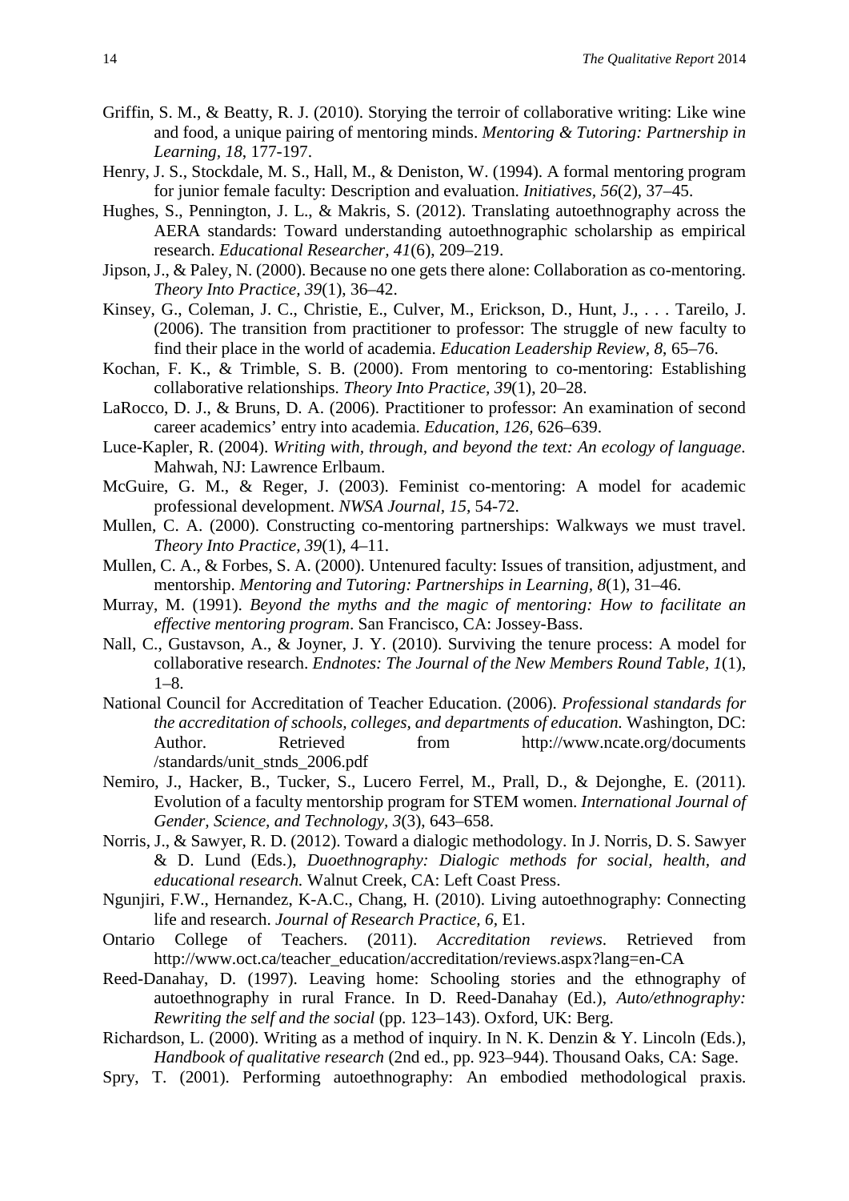Griffin, S. M., & Beatty, R. J. (2010). Storying the terroir of collaborative writing: Like wine and food, a unique pairing of mentoring minds. *Mentoring & Tutoring: Partnership in Learning, 18*, 177-197.

Henry, J. S., Stockdale, M. S., Hall, M., & Deniston, W. (1994). A formal mentoring program for junior female faculty: Description and evaluation. *Initiatives, 56*(2), 37–45.

Hughes, S., Pennington, J. L., & Makris, S. (2012). Translating autoethnography across the AERA standards: Toward understanding autoethnographic scholarship as empirical research. *Educational Researcher, 41*(6), 209–219.

Jipson, J., & Paley, N. (2000). Because no one gets there alone: Collaboration as co-mentoring. *Theory Into Practice, 39*(1), 36–42.

Kinsey, G., Coleman, J. C., Christie, E., Culver, M., Erickson, D., Hunt, J., . . . Tareilo, J. (2006). The transition from practitioner to professor: The struggle of new faculty to find their place in the world of academia. *Education Leadership Review, 8*, 65–76.

Kochan, F. K., & Trimble, S. B. (2000). From mentoring to co-mentoring: Establishing collaborative relationships. *Theory Into Practice, 39*(1), 20–28.

LaRocco, D. J., & Bruns, D. A. (2006). Practitioner to professor: An examination of second career academics' entry into academia. *Education, 126,* 626–639.

Luce-Kapler, R. (2004). *Writing with, through, and beyond the text: An ecology of language*. Mahwah, NJ: Lawrence Erlbaum.

McGuire, G. M., & Reger, J. (2003). Feminist co-mentoring: A model for academic professional development. *NWSA Journal, 15*, 54-72.

Mullen, C. A. (2000). Constructing co-mentoring partnerships: Walkways we must travel. *Theory Into Practice, 39*(1), 4–11.

Mullen, C. A., & Forbes, S. A. (2000). Untenured faculty: Issues of transition, adjustment, and mentorship. *Mentoring and Tutoring: Partnerships in Learning, 8*(1), 31–46.

Murray, M. (1991). *Beyond the myths and the magic of mentoring: How to facilitate an effective mentoring program*. San Francisco, CA: Jossey-Bass.

Nall, C., Gustavson, A., & Joyner, J. Y. (2010). Surviving the tenure process: A model for collaborative research. *Endnotes: The Journal of the New Members Round Table, 1*(1), 1–8.

National Council for Accreditation of Teacher Education. (2006). *Professional standards for the accreditation of schools, colleges, and departments of education.* Washington, DC: Author. Retrieved from http://www.ncate.org/documents /standards/unit_stnds_2006.pdf

Nemiro, J., Hacker, B., Tucker, S., Lucero Ferrel, M., Prall, D., & Dejonghe, E. (2011). Evolution of a faculty mentorship program for STEM women. *International Journal of Gender, Science, and Technology, 3*(3), 643–658.

Norris, J., & Sawyer, R. D. (2012). Toward a dialogic methodology. In J. Norris, D. S. Sawyer & D. Lund (Eds.), *Duoethnography: Dialogic methods for social, health, and educational research.* Walnut Creek, CA: Left Coast Press.

Ngunjiri, F.W., Hernandez, K-A.C., Chang, H. (2010). Living autoethnography: Connecting life and research. *Journal of Research Practice, 6,* E1.

Ontario College of Teachers. (2011). *Accreditation reviews*. Retrieved from http://www.oct.ca/teacher_education/accreditation/reviews.aspx?lang=en-CA

Reed-Danahay, D. (1997). Leaving home: Schooling stories and the ethnography of autoethnography in rural France. In D. Reed-Danahay (Ed.), *Auto/ethnography: Rewriting the self and the social* (pp. 123–143). Oxford, UK: Berg.

Richardson, L. (2000). Writing as a method of inquiry. In N. K. Denzin & Y. Lincoln (Eds.), *Handbook of qualitative research* (2nd ed., pp. 923–944). Thousand Oaks, CA: Sage.

Spry, T. (2001). Performing autoethnography: An embodied methodological praxis.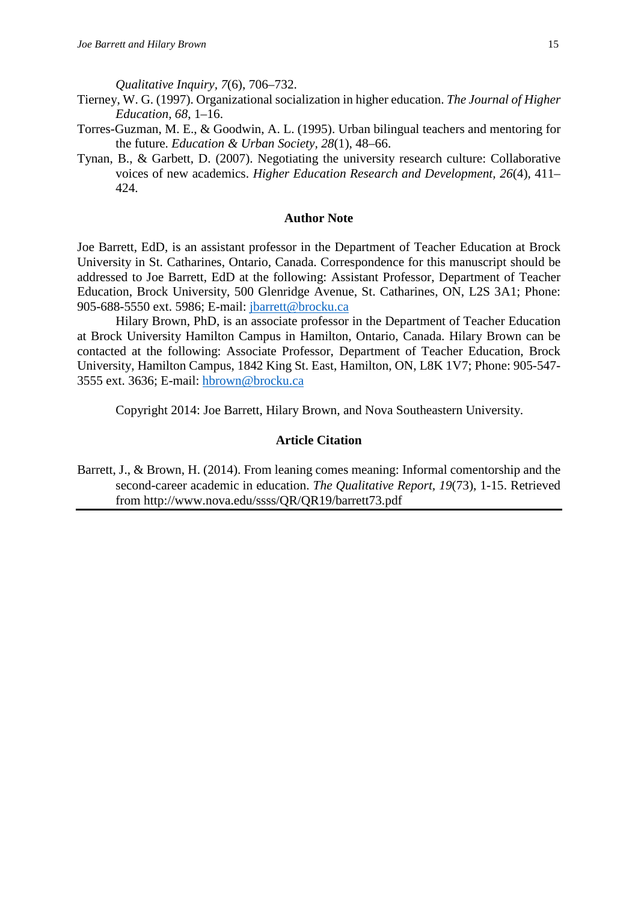*Qualitative Inquiry, 7*(6), 706–732.

Tierney, W. G. (1997). Organizational socialization in higher education. *The Journal of Higher Education*, *68*, 1–16.

Torres-Guzman, M. E., & Goodwin, A. L. (1995). Urban bilingual teachers and mentoring for the future. *Education & Urban Society, 28*(1), 48–66.

Tynan, B., & Garbett, D. (2007). Negotiating the university research culture: Collaborative voices of new academics. *Higher Education Research and Development, 26*(4), 411–424.

## Author Note

Joe Barrett, EdD, is an assistant professor in the Department of Teacher Education at Brock University in St. Catharines, Ontario, Canada. Correspondence for this manuscript should be addressed to Joe Barrett, EdD at the following: Assistant Professor, Department of Teacher Education, Brock University, 500 Glenridge Avenue, St. Catharines, ON, L2S 3A1; Phone: 905-688-5550 ext. 5986; E-mail: jbarrett@brocku.ca

Hilary Brown, PhD, is an associate professor in the Department of Teacher Education at Brock University Hamilton Campus in Hamilton, Ontario, Canada. Hilary Brown can be contacted at the following: Associate Professor, Department of Teacher Education, Brock University, Hamilton Campus, 1842 King St. East, Hamilton, ON, L8K 1V7; Phone: 905-547-3555 ext. 3636; E-mail: hbrown@brocku.ca

Copyright 2014: Joe Barrett, Hilary Brown, and Nova Southeastern University.

## Article Citation

Barrett, J., & Brown, H. (2014). From leaning comes meaning: Informal comentorship and the second-career academic in education. *The Qualitative Report, 19*(73), 1-15. Retrieved from http://www.nova.edu/ssss/QR/QR19/barrett73.pdf